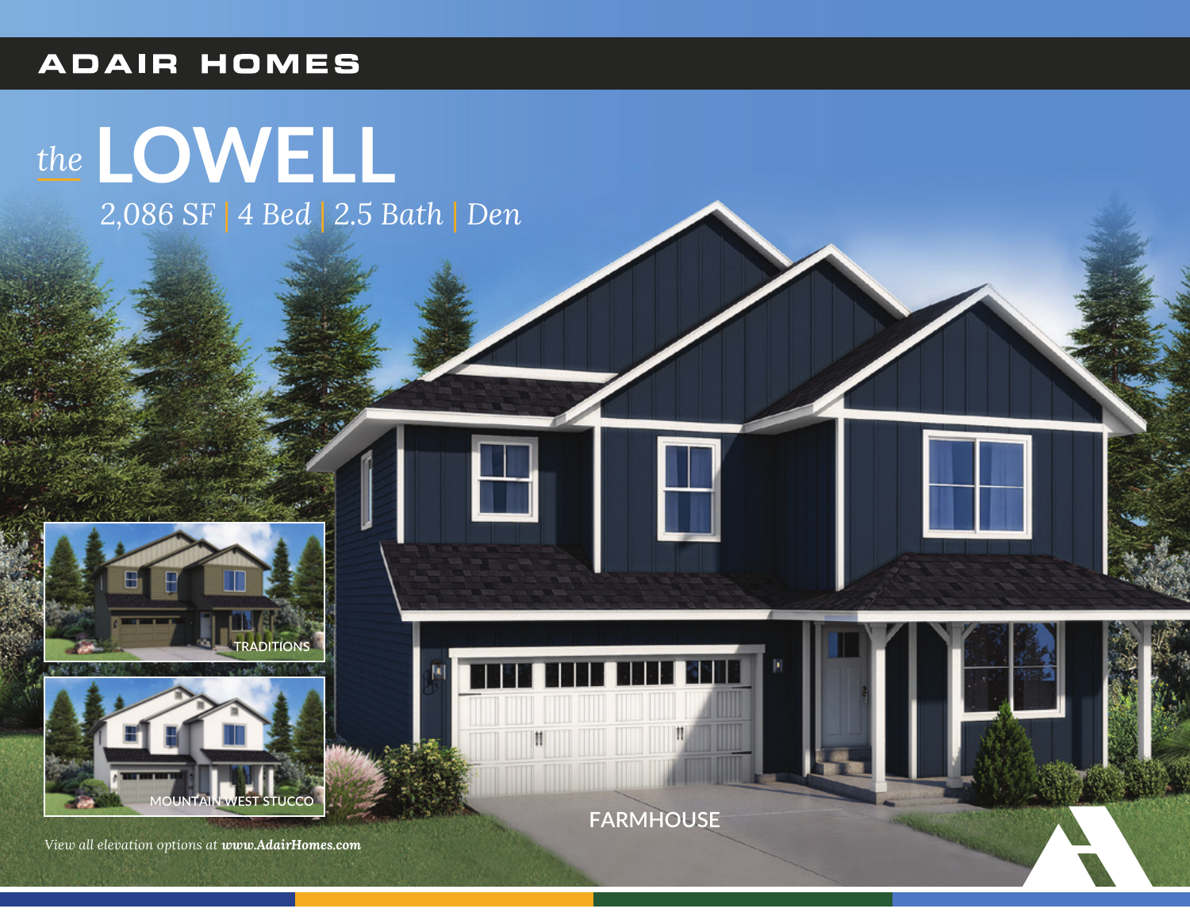ADAIR HOMES

# the LOWELL

2,086 SF | 4 Bed | 2.5 Bath | Den

TRADITIONS

MOUNTAIN WEST STUCCO

FARMHOUSE

*View all elevation options at **www.AdairHomes.com***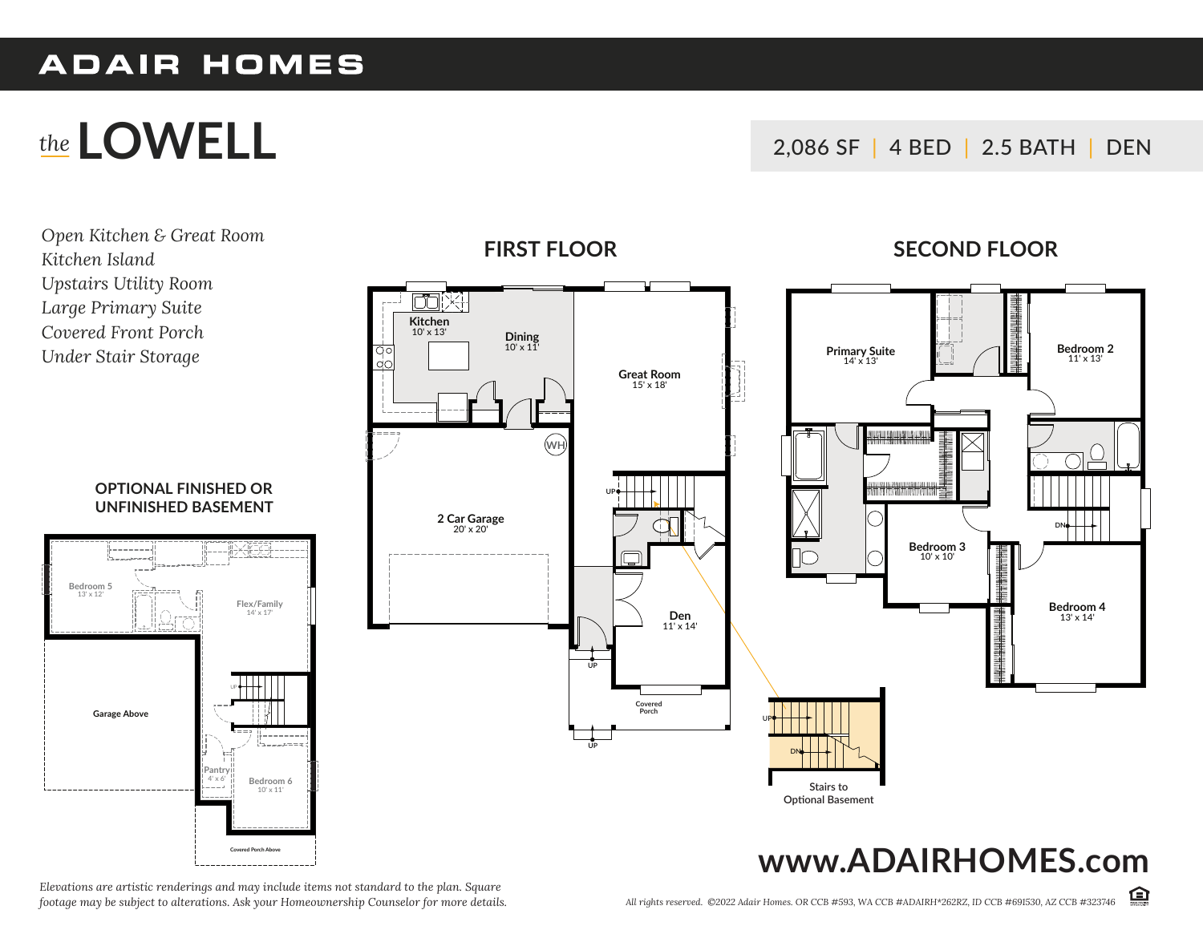ADAIR HOMES

# *the* LOWELL

2,086 SF | 4 BED | 2.5 BATH | DEN

*Open Kitchen & Great Room*
*Kitchen Island*
*Upstairs Utility Room*
*Large Primary Suite*
*Covered Front Porch*
*Under Stair Storage*

## FIRST FLOOR

Kitchen
10' x 13'

Dining
10' x 11'

Great Room
15' x 18'

WH

2 Car Garage
20' x 20'

UP

Den
11' x 14'

UP

Covered Porch

UP

## SECOND FLOOR

Primary Suite
14' x 13'

Bedroom 2
11' x 13'

DN

Bedroom 3
10' x 10'

Bedroom 4
13' x 14'

UP

DN

Stairs to Optional Basement

## OPTIONAL FINISHED OR UNFINISHED BASEMENT

Bedroom 5
13' x 12'

Flex/Family
14' x 17'

UP

Garage Above

Pantry
4' x 6'

Bedroom 6
10' x 11'

Covered Porch Above

www.ADAIRHOMES.com

*Elevations are artistic renderings and may include items not standard to the plan. Square footage may be subject to alterations. Ask your Homeownership Counselor for more details.*

*All rights reserved. ©2022 Adair Homes.* OR CCB #593, WA CCB #ADAIRH*262RZ, ID CCB #691530, AZ CCB #323746